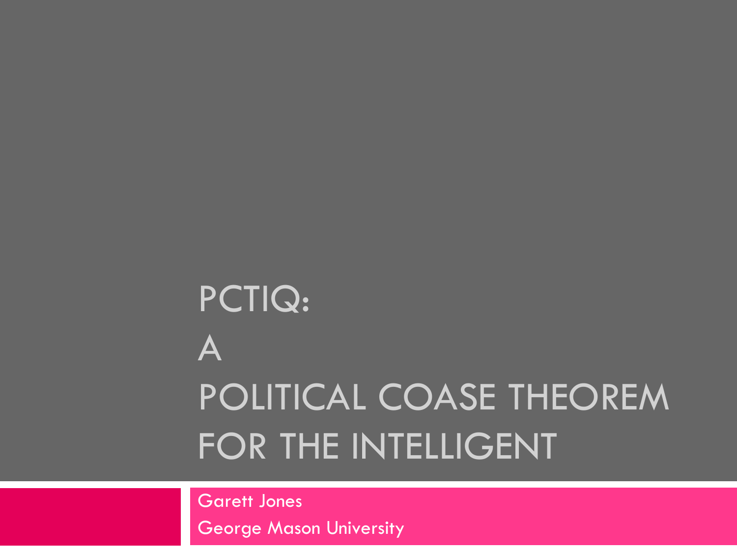# PCTIQ: A POLITICAL COASE THEOREM FOR THE INTELLIGENT

Garett Jones

George Mason University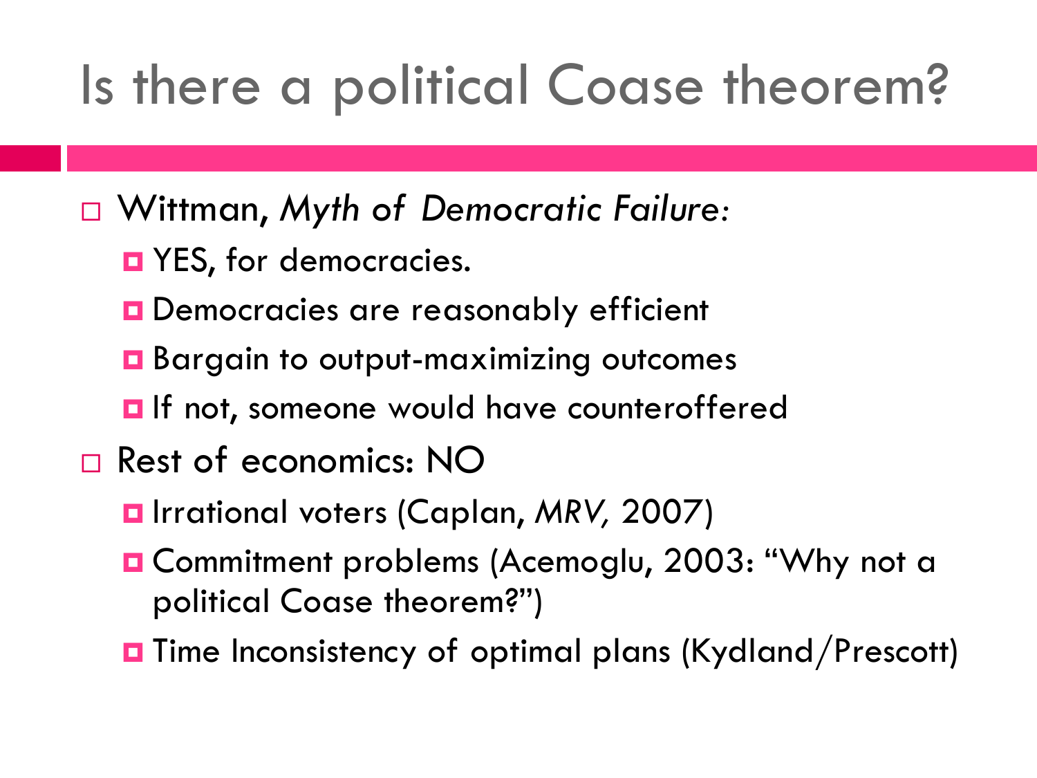# Is there a political Coase theorem?

- Wittman, *Myth of Democratic Failure:*
  - YES, for democracies.
  - Democracies are reasonably efficient
  - Bargain to output-maximizing outcomes
  - If not, someone would have counteroffered
- Rest of economics: NO
  - Irrational voters (Caplan, *MRV,* 2007)
  - Commitment problems (Acemoglu, 2003: "Why not a political Coase theorem?")
  - Time Inconsistency of optimal plans (Kydland/Prescott)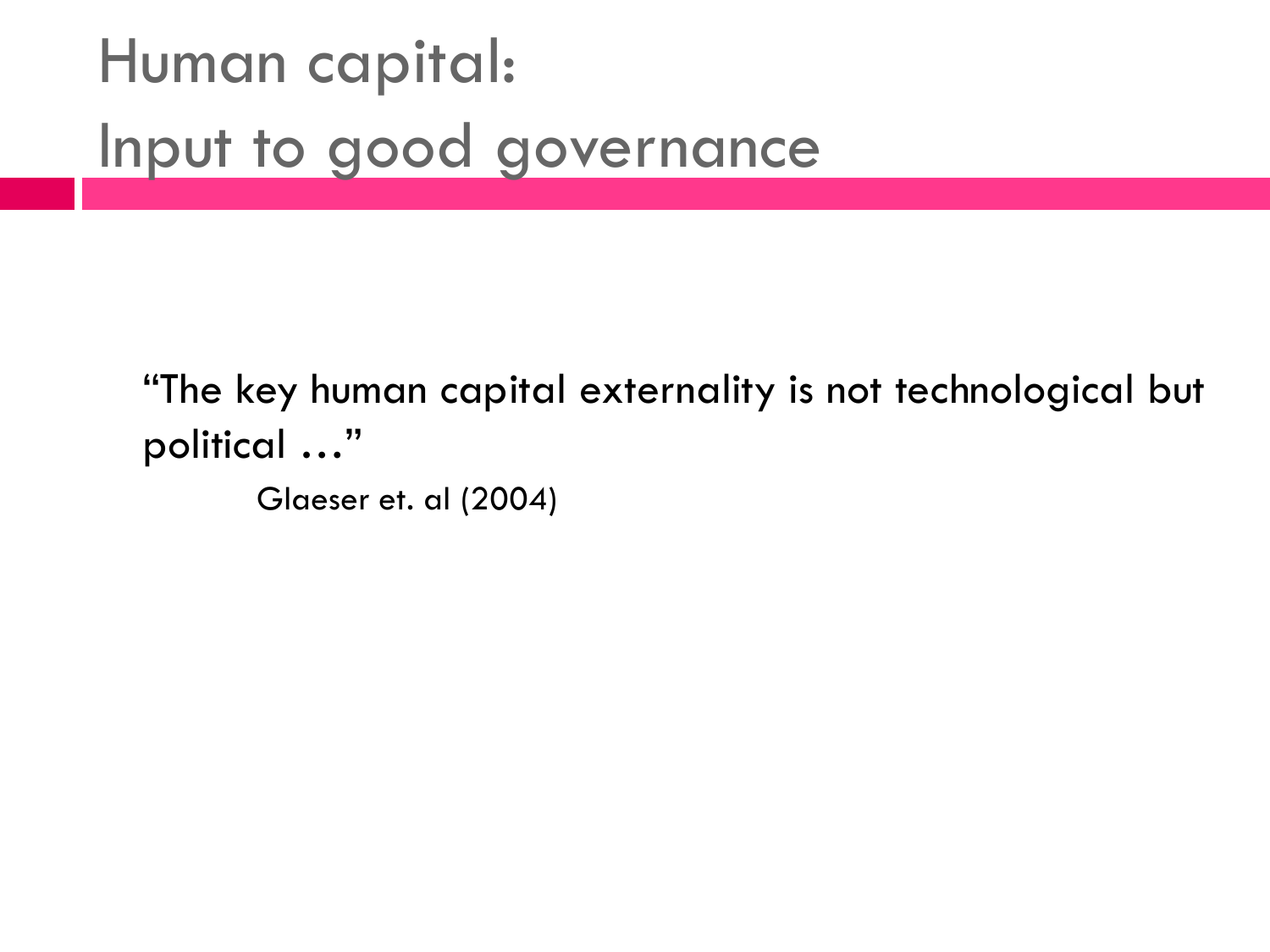# Human capital: Input to good governance

"The key human capital externality is not technological but political …"

Glaeser et. al (2004)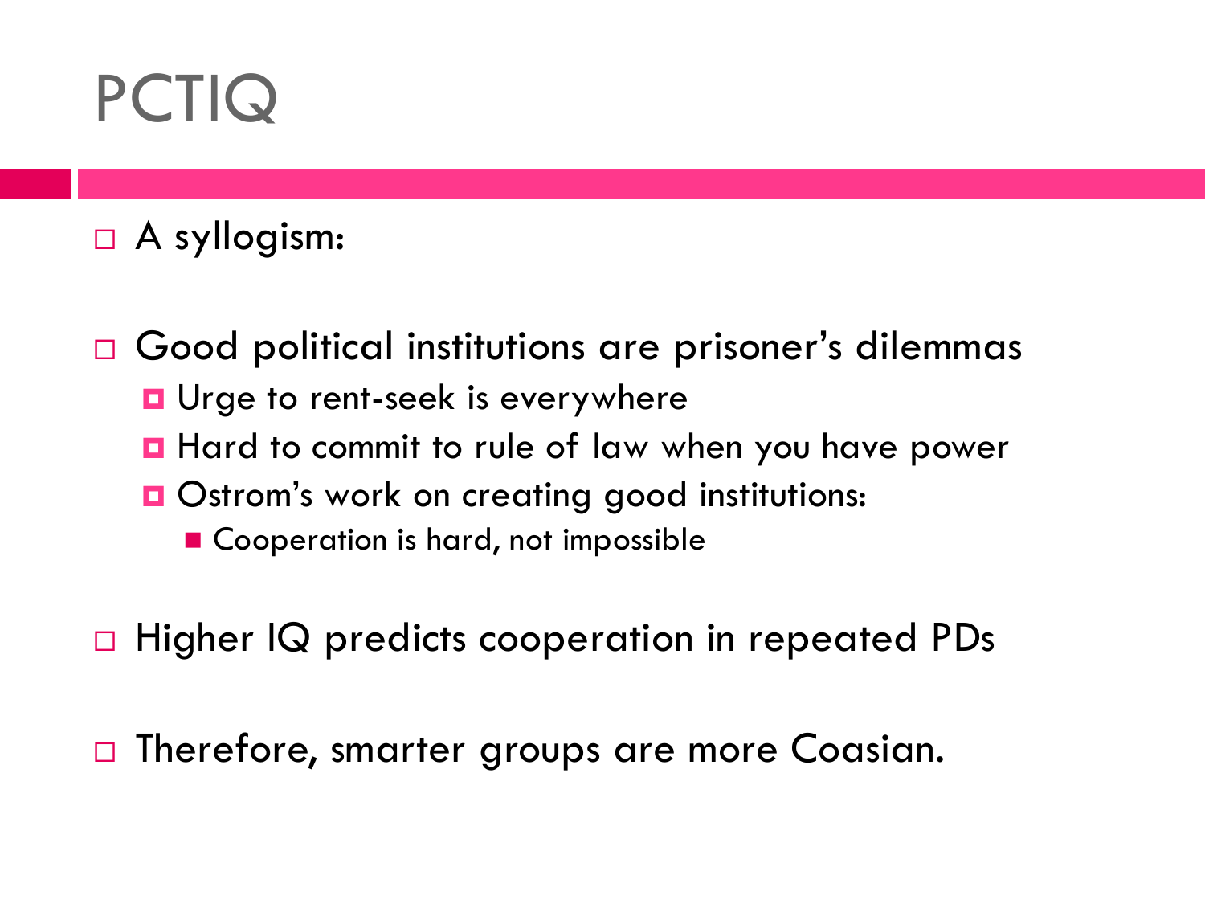# PCTIQ

- A syllogism:

- Good political institutions are prisoner's dilemmas
  - Urge to rent-seek is everywhere
  - Hard to commit to rule of law when you have power
  - Ostrom's work on creating good institutions:
    - Cooperation is hard, not impossible

- Higher IQ predicts cooperation in repeated PDs

- Therefore, smarter groups are more Coasian.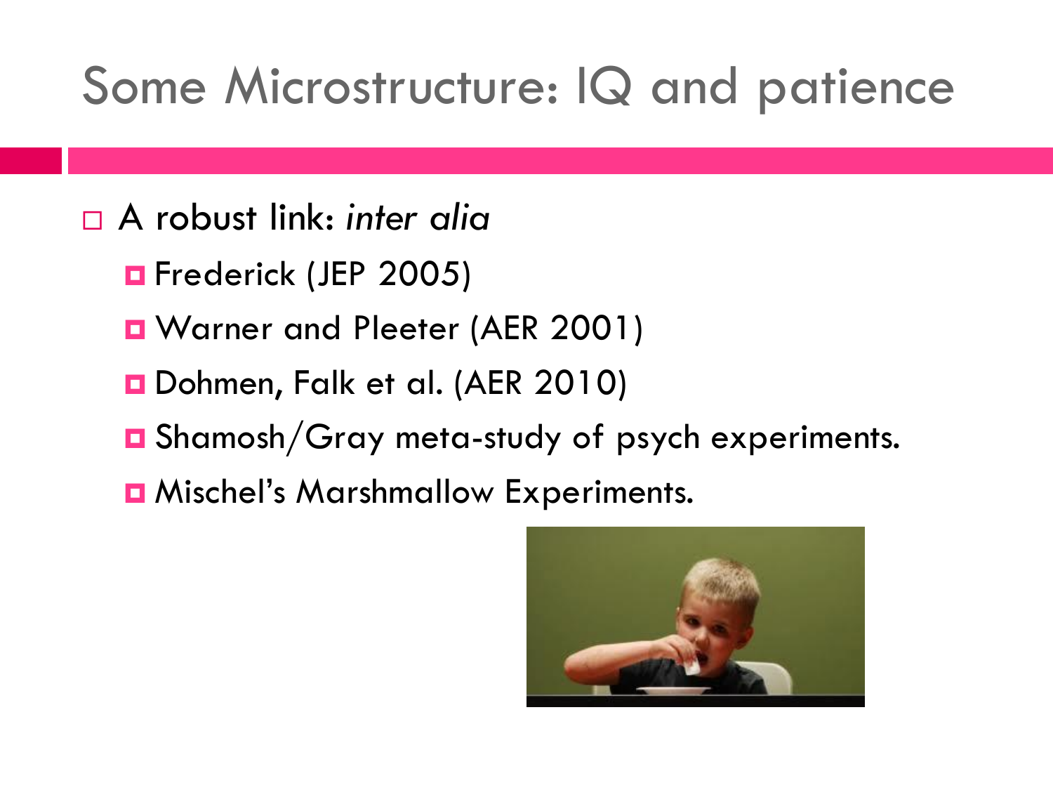# Some Microstructure: IQ and patience

- A robust link: *inter alia*
  - Frederick (JEP 2005)
  - Warner and Pleeter (AER 2001)
  - Dohmen, Falk et al. (AER 2010)
  - Shamosh/Gray meta-study of psych experiments.
  - Mischel's Marshmallow Experiments.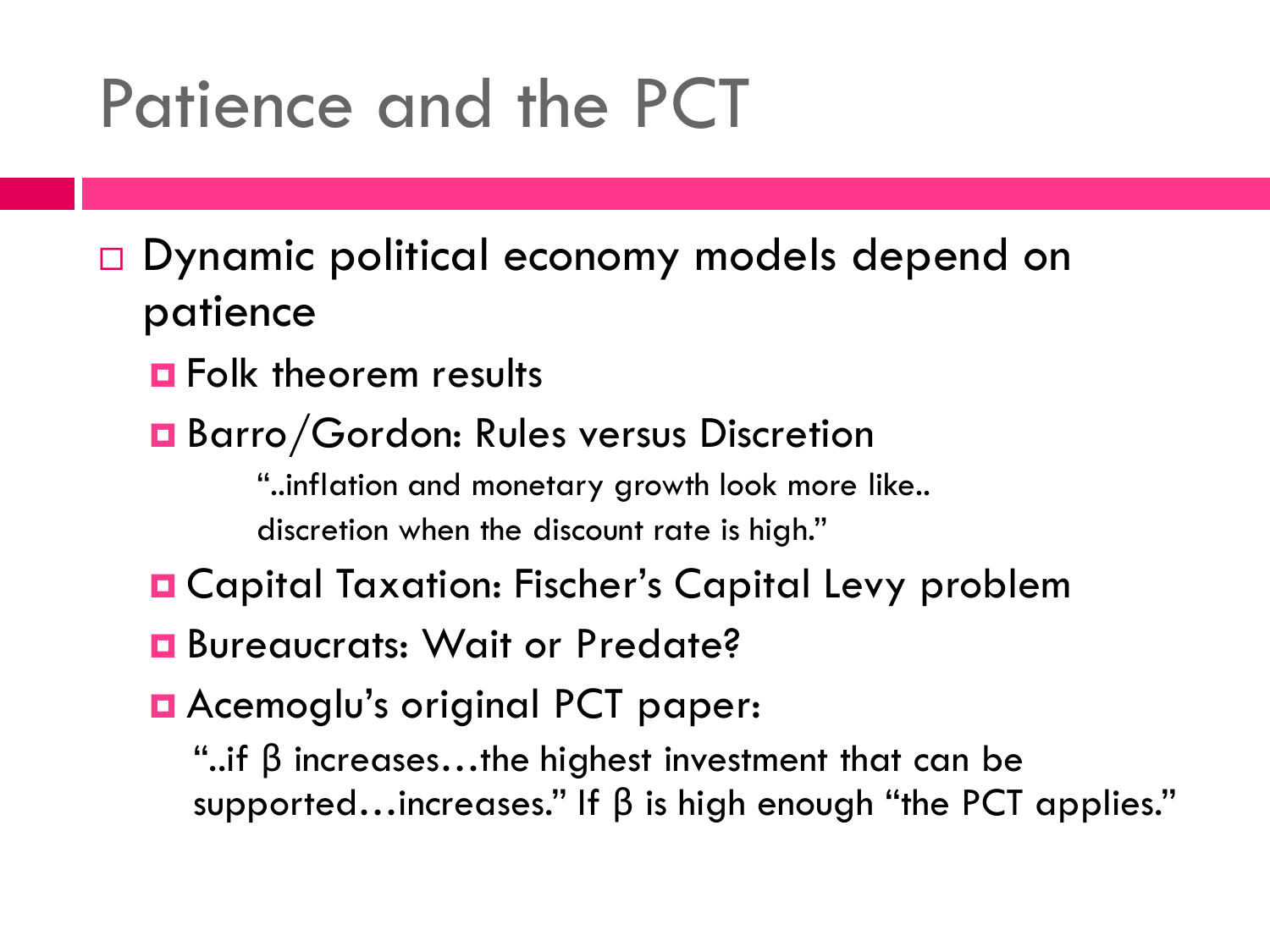# Patience and the PCT

- Dynamic political economy models depend on patience
  - Folk theorem results
  - Barro/Gordon: Rules versus Discretion

    "..inflation and monetary growth look more like.. discretion when the discount rate is high."
  - Capital Taxation: Fischer's Capital Levy problem
  - Bureaucrats: Wait or Predate?
  - Acemoglu's original PCT paper:

    "..if $\beta$ increases…the highest investment that can be supported…increases." If $\beta$ is high enough "the PCT applies."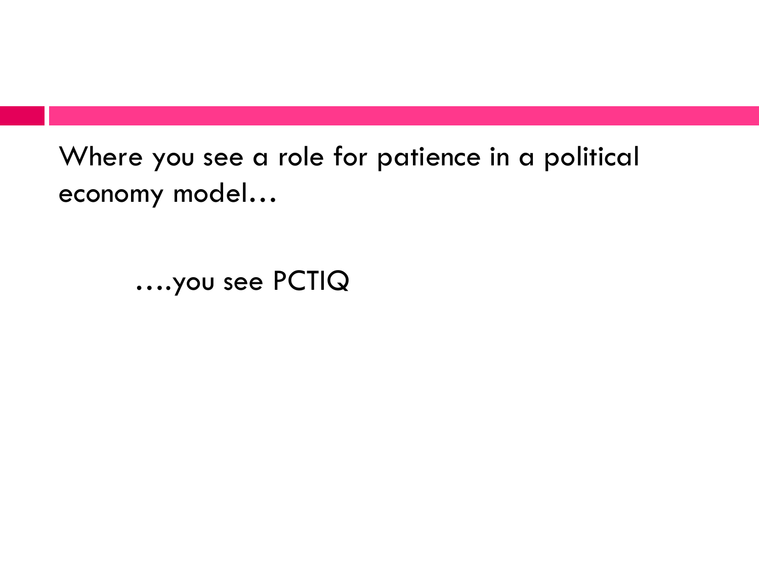Where you see a role for patience in a political economy model…

….you see PCTIQ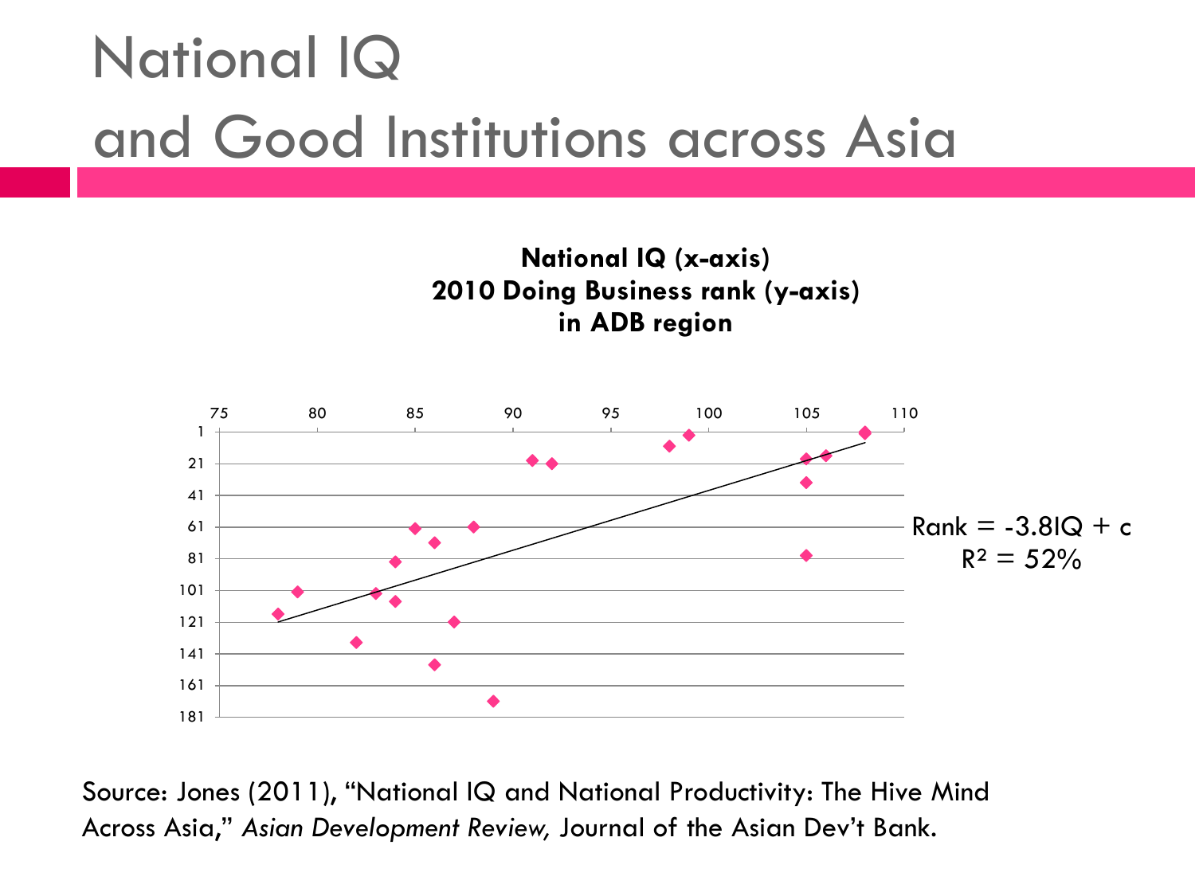# National IQ and Good Institutions across Asia

**National IQ (x-axis)**
**2010 Doing Business rank (y-axis)**
**in ADB region**

Rank = -3.8IQ + c
$R^2$ = 52%

Source: Jones (2011), "National IQ and National Productivity: The Hive Mind Across Asia," *Asian Development Review,* Journal of the Asian Dev't Bank.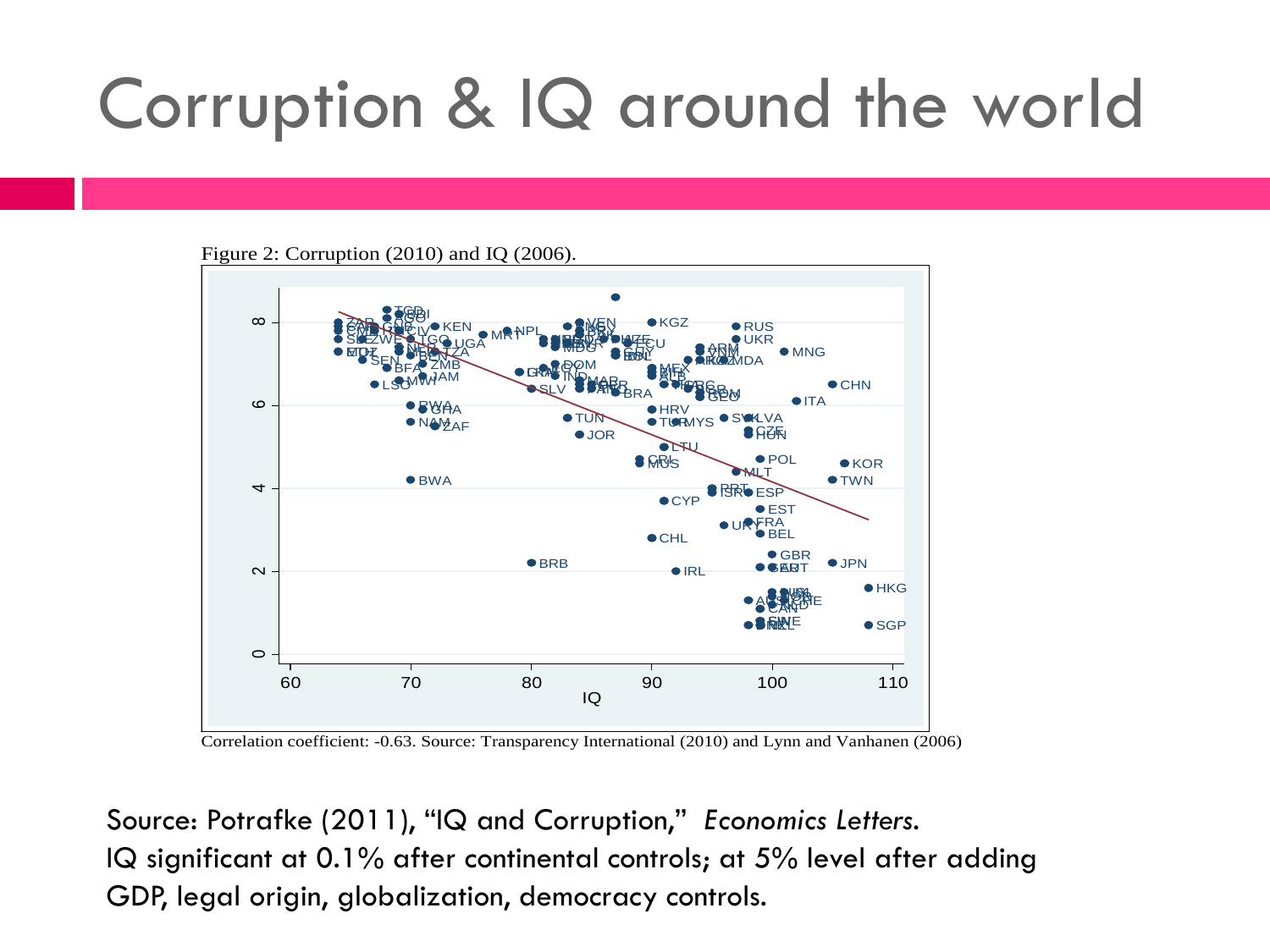# Corruption & IQ around the world

Figure 2: Corruption (2010) and IQ (2006).

Correlation coefficient: -0.63. Source: Transparency International (2010) and Lynn and Vanhanen (2006)

Source: Potrafke (2011), “IQ and Corruption,” *Economics Letters.*
IQ significant at 0.1% after continental controls; at 5% level after adding GDP, legal origin, globalization, democracy controls.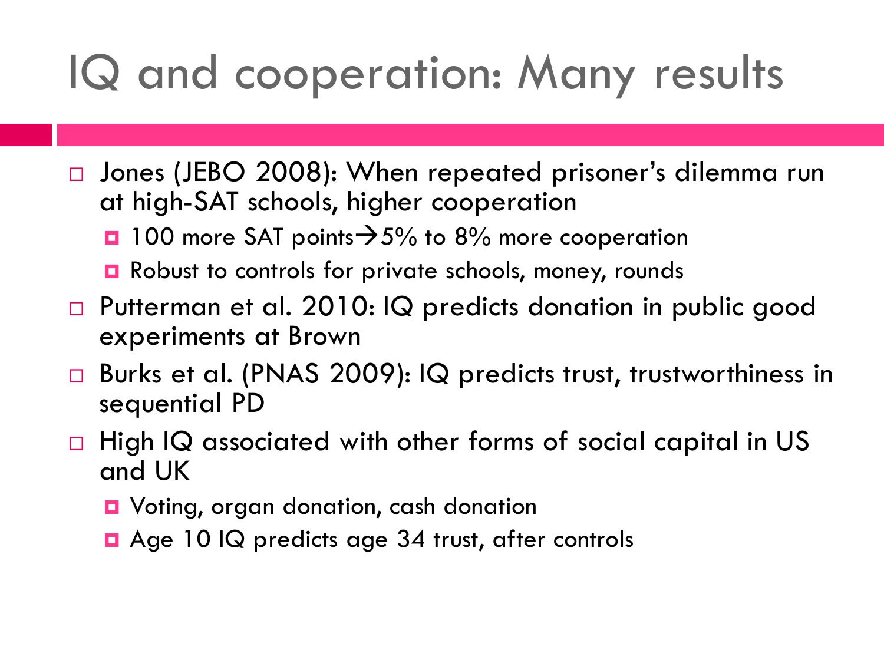# IQ and cooperation: Many results

- Jones (JEBO 2008): When repeated prisoner's dilemma run at high-SAT schools, higher cooperation
  - 100 more SAT points→5% to 8% more cooperation
  - Robust to controls for private schools, money, rounds
- Putterman et al. 2010: IQ predicts donation in public good experiments at Brown
- Burks et al. (PNAS 2009): IQ predicts trust, trustworthiness in sequential PD
- High IQ associated with other forms of social capital in US and UK
  - Voting, organ donation, cash donation
  - Age 10 IQ predicts age 34 trust, after controls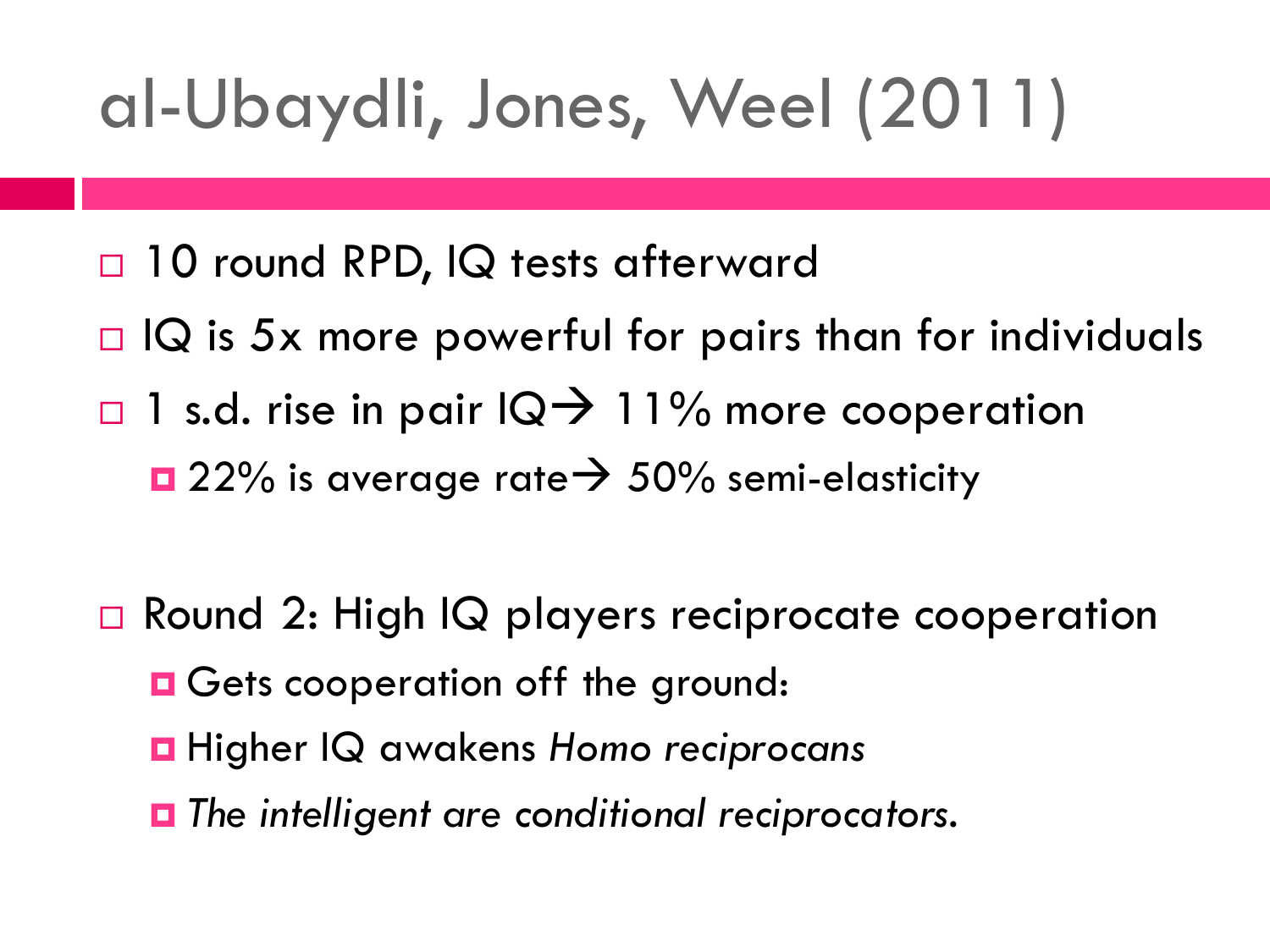# al-Ubaydli, Jones, Weel (2011)

- 10 round RPD, IQ tests afterward
- IQ is 5x more powerful for pairs than for individuals
- 1 s.d. rise in pair IQ→ 11% more cooperation
  - 22% is average rate→ 50% semi-elasticity

- Round 2: High IQ players reciprocate cooperation
  - Gets cooperation off the ground:
  - Higher IQ awakens *Homo reciprocans*
  - *The intelligent are conditional reciprocators.*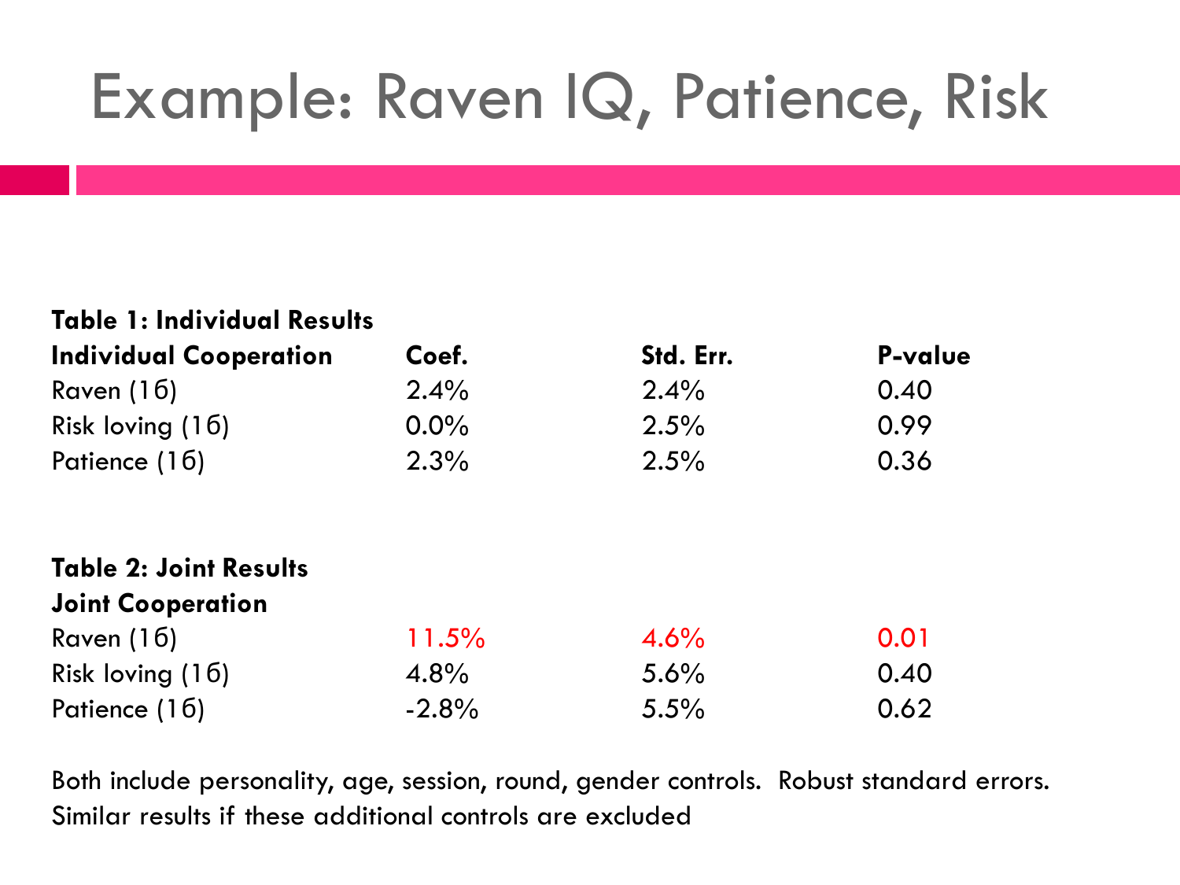# Example: Raven IQ, Patience, Risk

**Table 1: Individual Results**

| **Individual Cooperation** | **Coef.** | **Std. Err.** | **P-value** |
|---|---|---|---|
| Raven (1б) | 2.4% | 2.4% | 0.40 |
| Risk loving (1б) | 0.0% | 2.5% | 0.99 |
| Patience (1б) | 2.3% | 2.5% | 0.36 |

**Table 2: Joint Results**

| **Joint Cooperation** | | | |
|---|---|---|---|
| Raven (1б) | 11.5% | 4.6% | 0.01 |
| Risk loving (1б) | 4.8% | 5.6% | 0.40 |
| Patience (1б) | -2.8% | 5.5% | 0.62 |

Both include personality, age, session, round, gender controls. Robust standard errors.
Similar results if these additional controls are excluded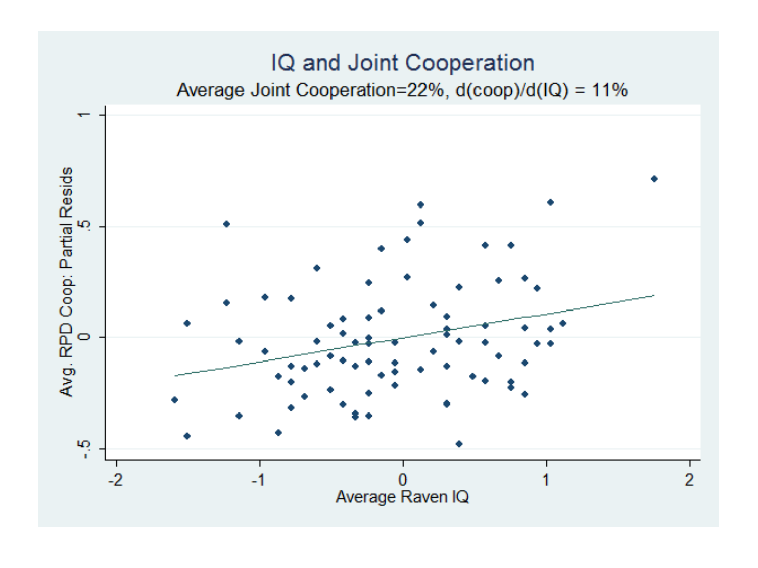# IQ and Joint Cooperation

Average Joint Cooperation=22%, d(coop)/d(IQ) = 11%

Avg. RPD Coop: Partial Resids

Average Raven IQ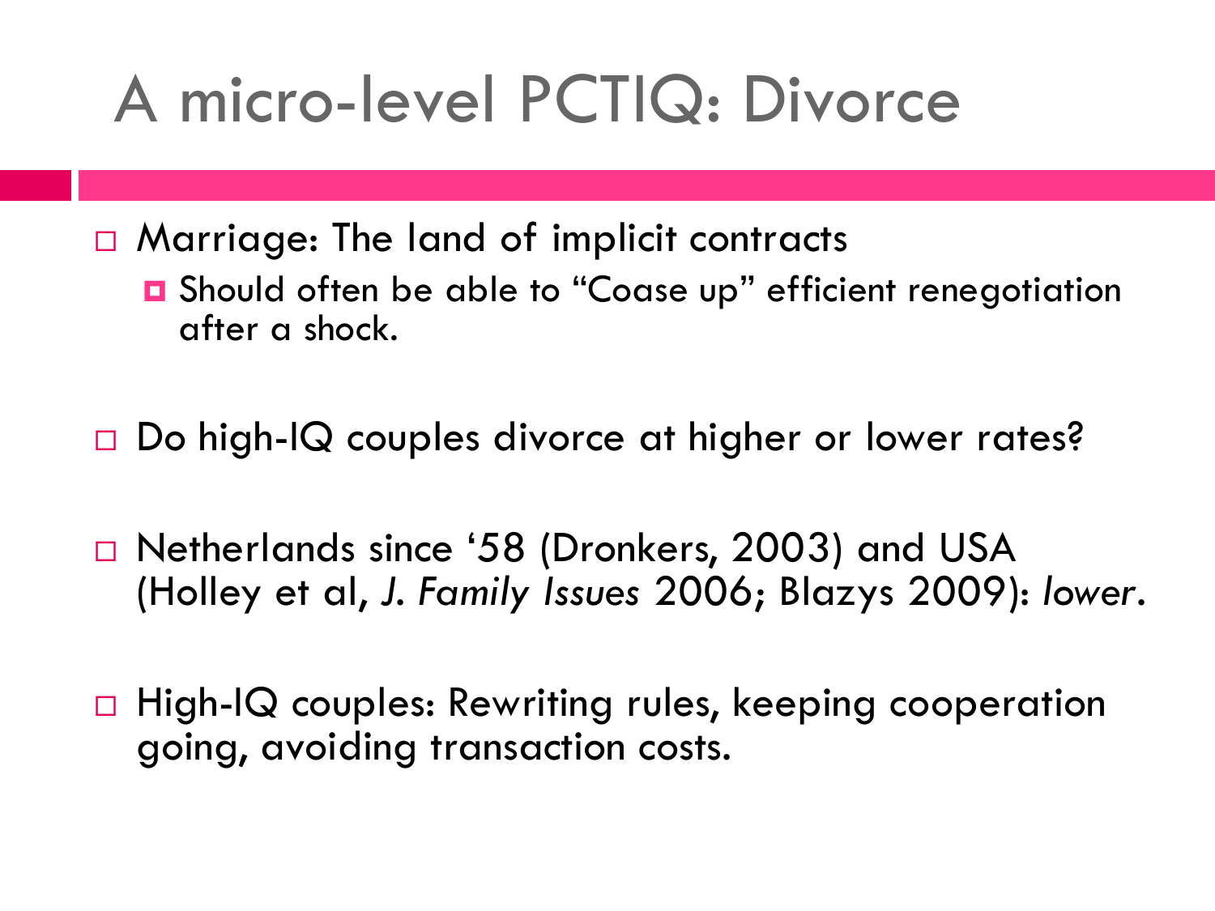# A micro-level PCTIQ: Divorce

- Marriage: The land of implicit contracts
  - Should often be able to "Coase up" efficient renegotiation after a shock.
- Do high-IQ couples divorce at higher or lower rates?
- Netherlands since '58 (Dronkers, 2003) and USA (Holley et al, *J. Family Issues* 2006; Blazys 2009): *lower*.
- High-IQ couples: Rewriting rules, keeping cooperation going, avoiding transaction costs.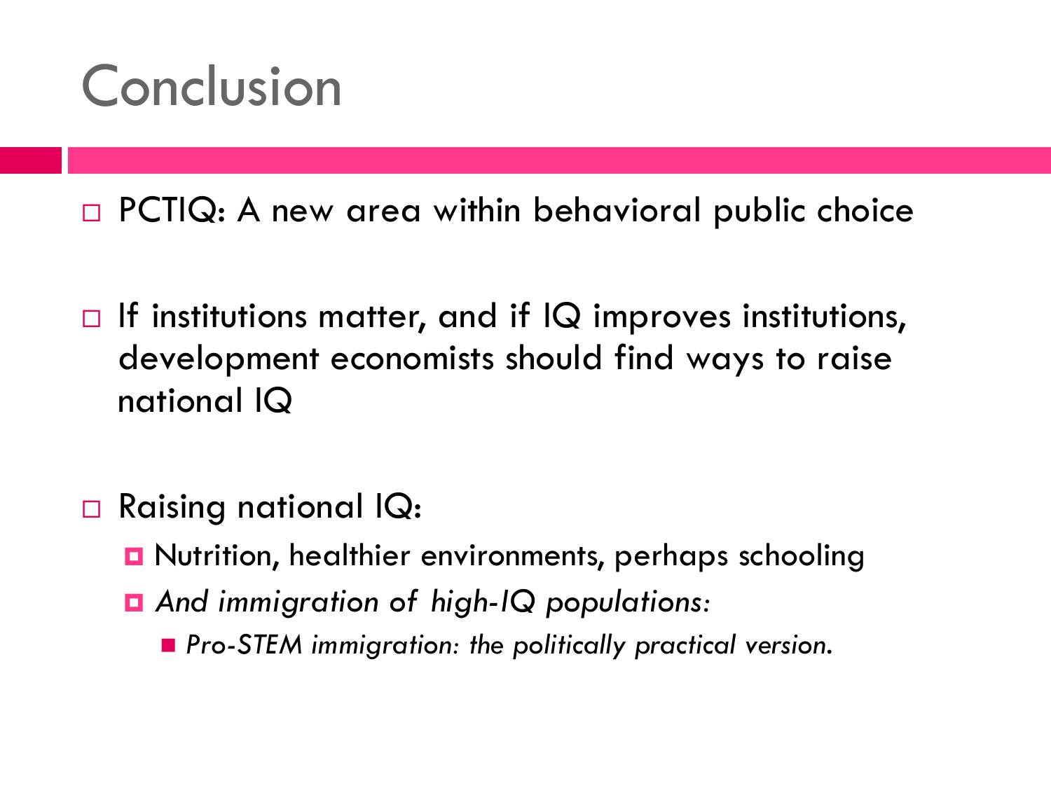# Conclusion

- PCTIQ: A new area within behavioral public choice

- If institutions matter, and if IQ improves institutions, development economists should find ways to raise national IQ

- Raising national IQ:
  - Nutrition, healthier environments, perhaps schooling
  - *And immigration of high-IQ populations:*
    - *Pro-STEM immigration: the politically practical version.*